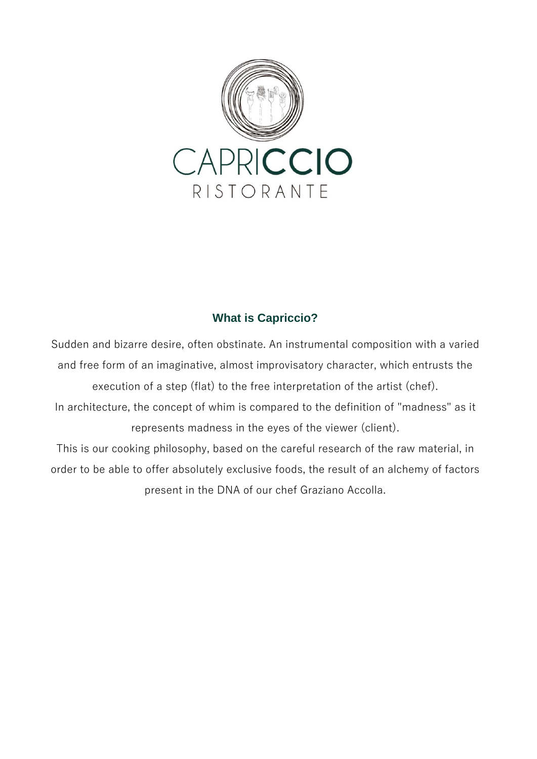# CAPRICCIO
RISTORANTE

## What is Capriccio?

Sudden and bizarre desire, often obstinate. An instrumental composition with a varied and free form of an imaginative, almost improvisatory character, which entrusts the execution of a step (flat) to the free interpretation of the artist (chef).
In architecture, the concept of whim is compared to the definition of "madness" as it represents madness in the eyes of the viewer (client).
This is our cooking philosophy, based on the careful research of the raw material, in order to be able to offer absolutely exclusive foods, the result of an alchemy of factors present in the DNA of our chef Graziano Accolla.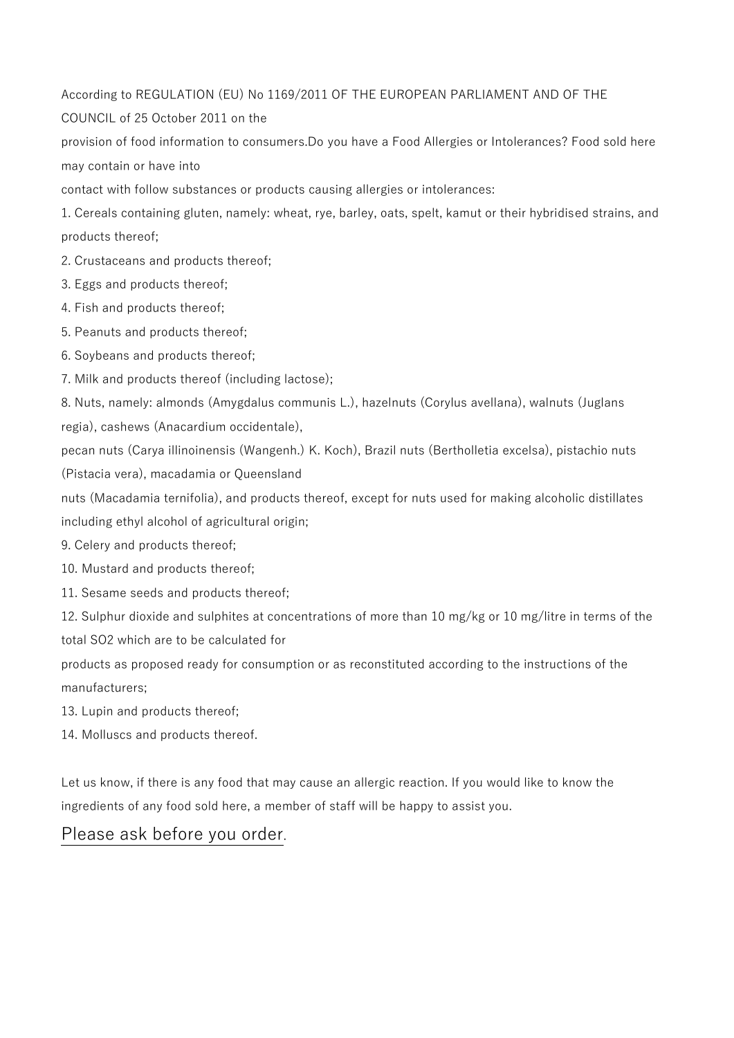According to REGULATION (EU) No 1169/2011 OF THE EUROPEAN PARLIAMENT AND OF THE COUNCIL of 25 October 2011 on the provision of food information to consumers.Do you have a Food Allergies or Intolerances? Food sold here may contain or have into contact with follow substances or products causing allergies or intolerances:

1. Cereals containing gluten, namely: wheat, rye, barley, oats, spelt, kamut or their hybridised strains, and products thereof;
2. Crustaceans and products thereof;
3. Eggs and products thereof;
4. Fish and products thereof;
5. Peanuts and products thereof;
6. Soybeans and products thereof;
7. Milk and products thereof (including lactose);
8. Nuts, namely: almonds (Amygdalus communis L.), hazelnuts (Corylus avellana), walnuts (Juglans regia), cashews (Anacardium occidentale), pecan nuts (Carya illinoinensis (Wangenh.) K. Koch), Brazil nuts (Bertholletia excelsa), pistachio nuts (Pistacia vera), macadamia or Queensland nuts (Macadamia ternifolia), and products thereof, except for nuts used for making alcoholic distillates including ethyl alcohol of agricultural origin;
9. Celery and products thereof;
10. Mustard and products thereof;
11. Sesame seeds and products thereof;
12. Sulphur dioxide and sulphites at concentrations of more than 10 mg/kg or 10 mg/litre in terms of the total $SO_2$ which are to be calculated for products as proposed ready for consumption or as reconstituted according to the instructions of the manufacturers;
13. Lupin and products thereof;
14. Molluscs and products thereof.

Let us know, if there is any food that may cause an allergic reaction. If you would like to know the ingredients of any food sold here, a member of staff will be happy to assist you.

Please ask before you order.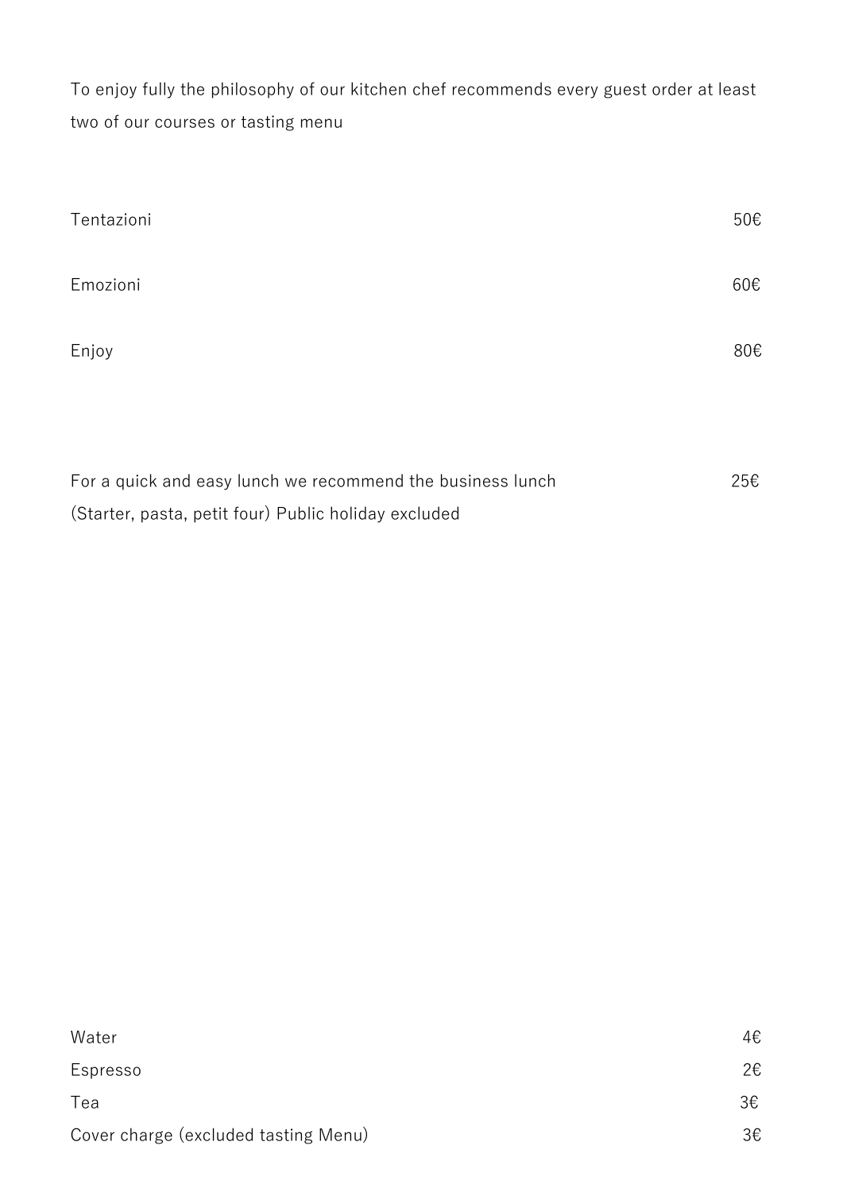To enjoy fully the philosophy of our kitchen chef recommends every guest order at least two of our courses or tasting menu

| | |
|---|---|
| Tentazioni | 50€ |
| Emozioni | 60€ |
| Enjoy | 80€ |

For a quick and easy lunch we recommend the business lunch 25€
(Starter, pasta, petit four) Public holiday excluded

| | |
|---|---|
| Water | 4€ |
| Espresso | 2€ |
| Tea | 3€ |
| Cover charge (excluded tasting Menu) | 3€ |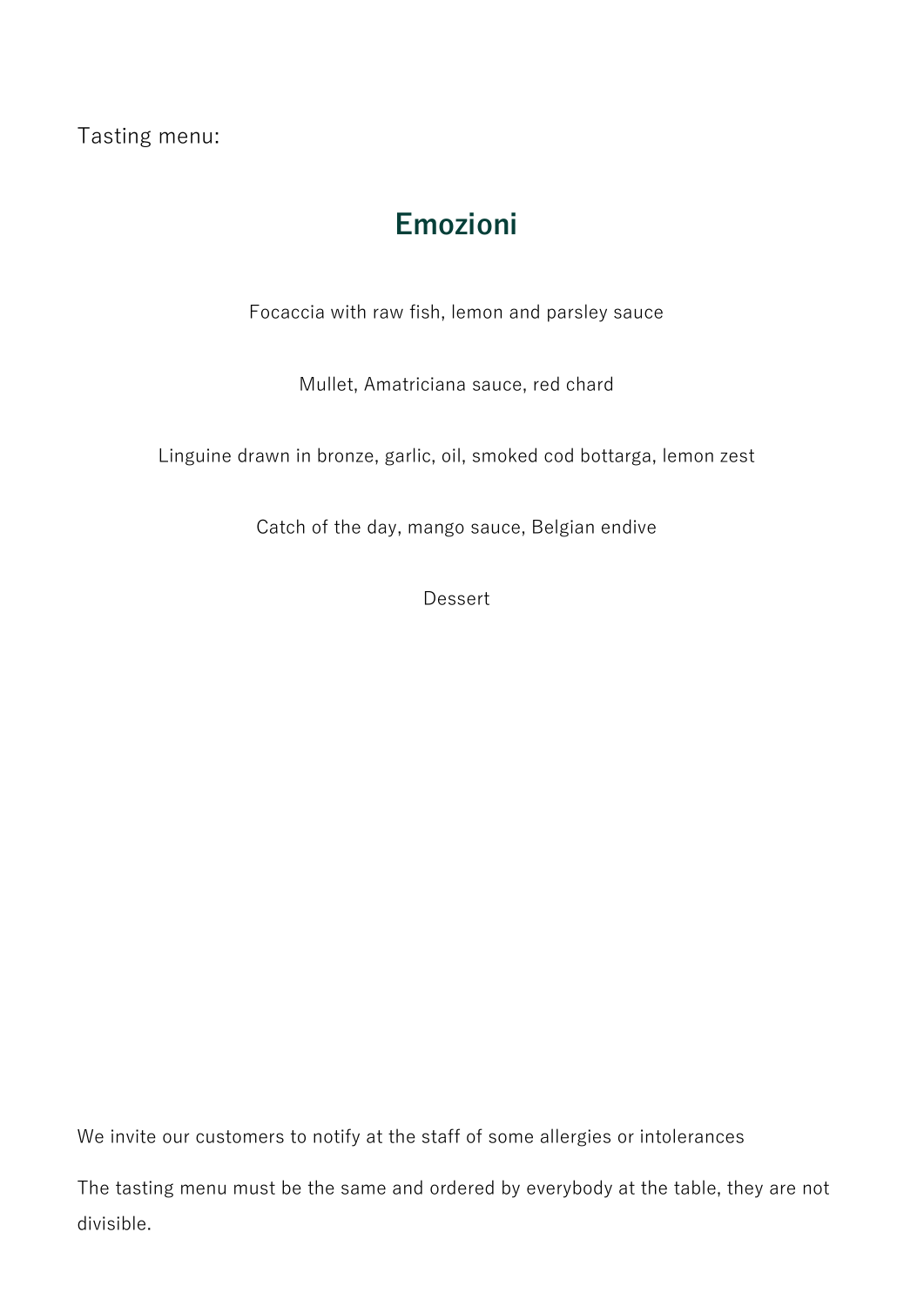Tasting menu:

## Emozioni

Focaccia with raw fish, lemon and parsley sauce

Mullet, Amatriciana sauce, red chard

Linguine drawn in bronze, garlic, oil, smoked cod bottarga, lemon zest

Catch of the day, mango sauce, Belgian endive

Dessert

We invite our customers to notify at the staff of some allergies or intolerances

The tasting menu must be the same and ordered by everybody at the table, they are not divisible.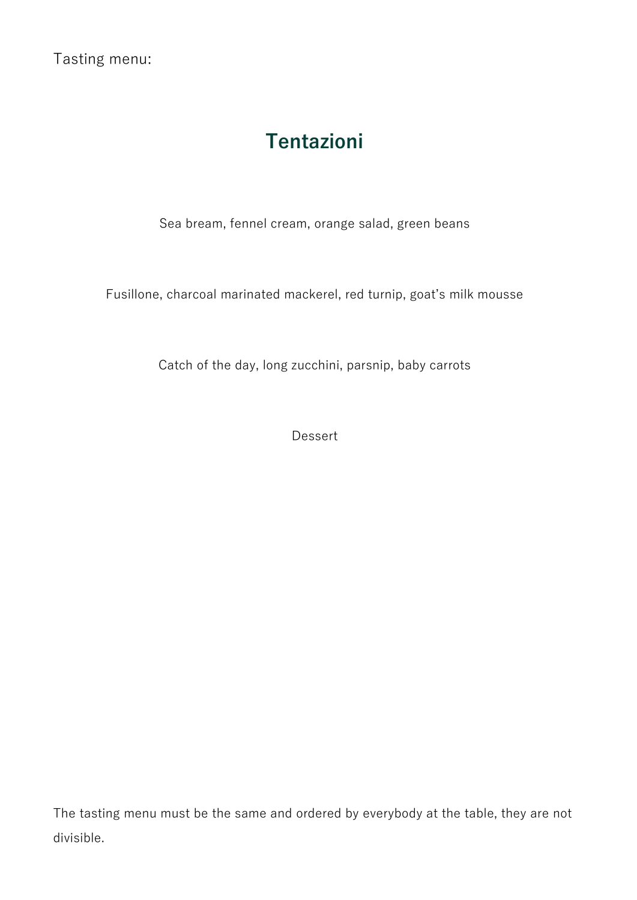Tasting menu:

## Tentazioni

Sea bream, fennel cream, orange salad, green beans

Fusillone, charcoal marinated mackerel, red turnip, goat's milk mousse

Catch of the day, long zucchini, parsnip, baby carrots

Dessert

The tasting menu must be the same and ordered by everybody at the table, they are not divisible.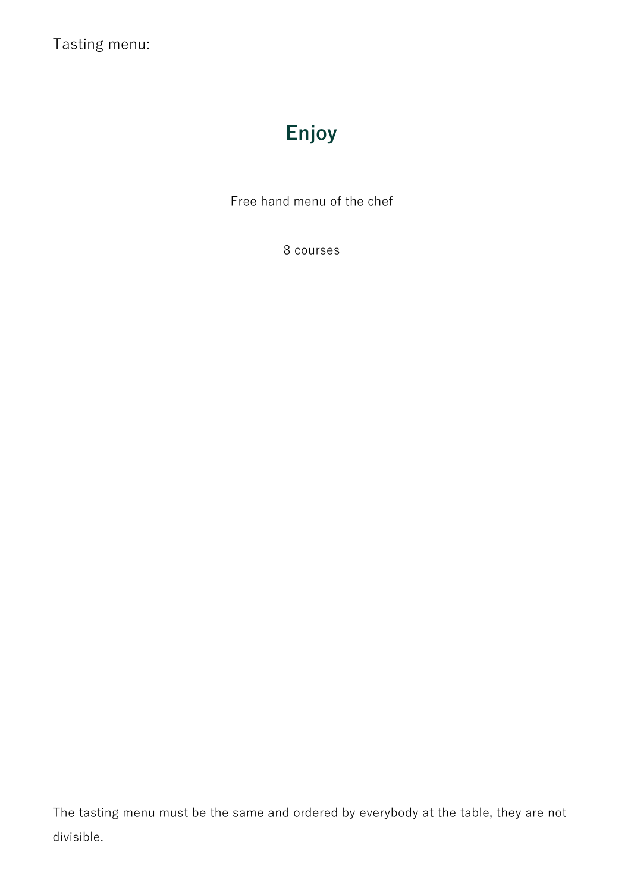Tasting menu:

## Enjoy

Free hand menu of the chef

8 courses

The tasting menu must be the same and ordered by everybody at the table, they are not divisible.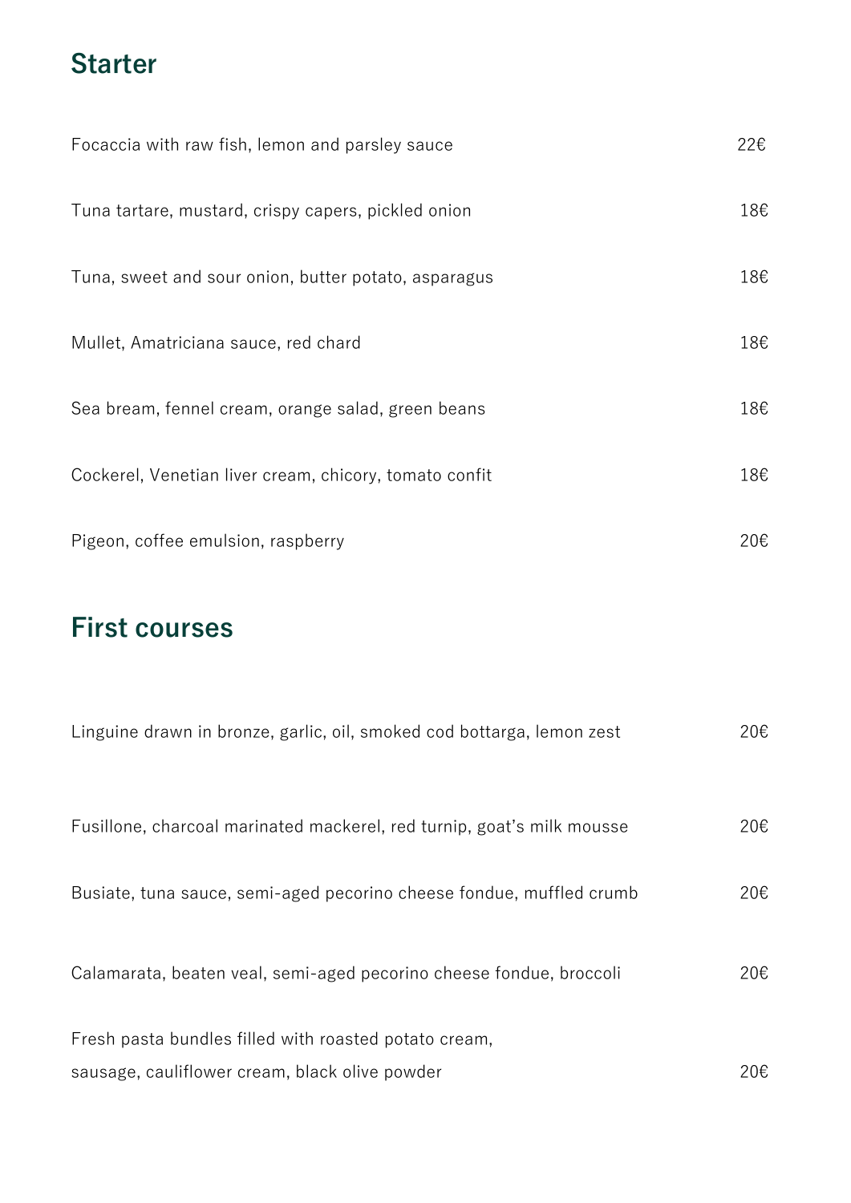## Starter

Focaccia with raw fish, lemon and parsley sauce 22€

Tuna tartare, mustard, crispy capers, pickled onion 18€

Tuna, sweet and sour onion, butter potato, asparagus 18€

Mullet, Amatriciana sauce, red chard 18€

Sea bream, fennel cream, orange salad, green beans 18€

Cockerel, Venetian liver cream, chicory, tomato confit 18€

Pigeon, coffee emulsion, raspberry 20€

## First courses

Linguine drawn in bronze, garlic, oil, smoked cod bottarga, lemon zest 20€

Fusillone, charcoal marinated mackerel, red turnip, goat's milk mousse 20€

Busiate, tuna sauce, semi-aged pecorino cheese fondue, muffled crumb 20€

Calamarata, beaten veal, semi-aged pecorino cheese fondue, broccoli 20€

Fresh pasta bundles filled with roasted potato cream,
sausage, cauliflower cream, black olive powder 20€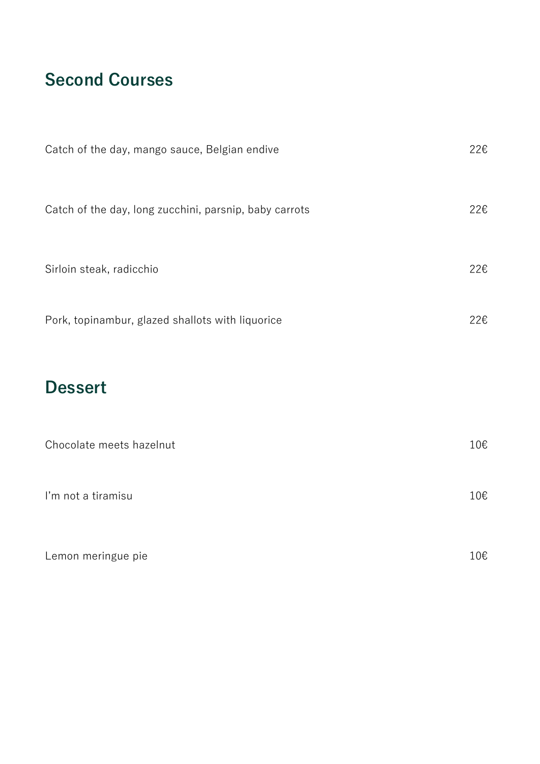## Second Courses

| | |
|---|---|
| Catch of the day, mango sauce, Belgian endive | 22€ |
| Catch of the day, long zucchini, parsnip, baby carrots | 22€ |
| Sirloin steak, radicchio | 22€ |
| Pork, topinambur, glazed shallots with liquorice | 22€ |

## Dessert

| | |
|---|---|
| Chocolate meets hazelnut | 10€ |
| I'm not a tiramisu | 10€ |
| Lemon meringue pie | 10€ |